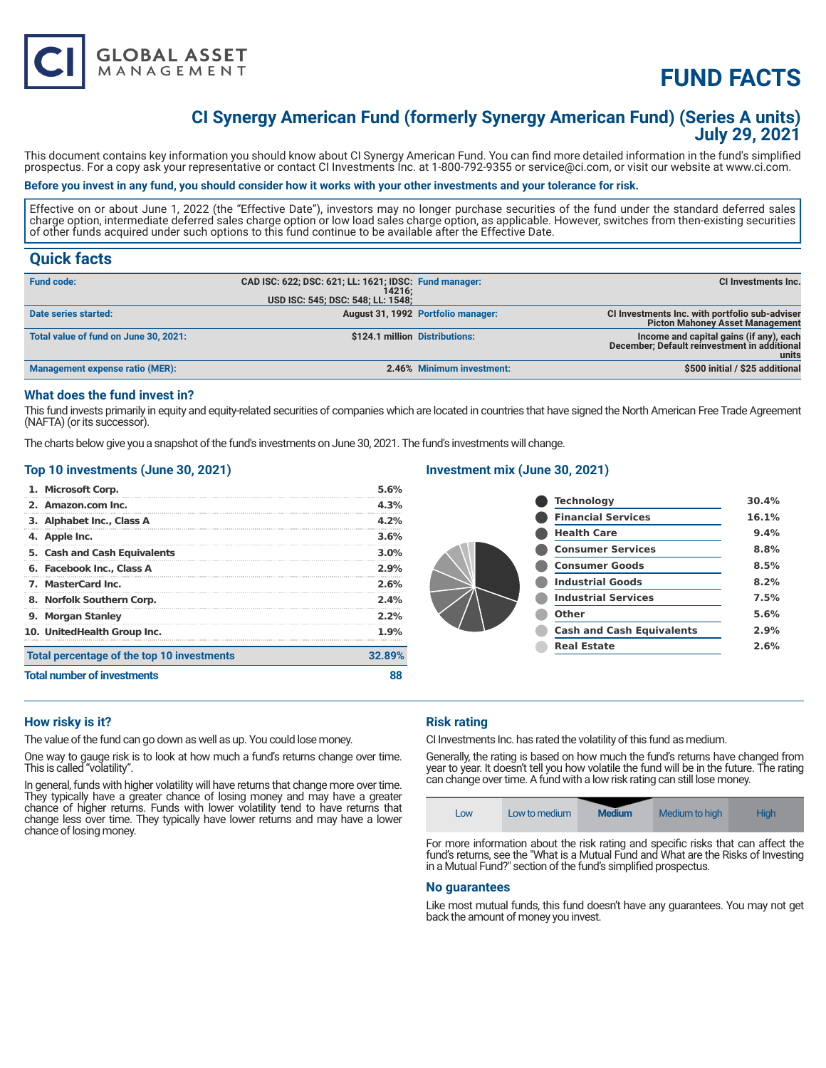# FUND FACTS

## CI Synergy American Fund (formerly Synergy American Fund) (Series A units)
## July 29, 2021

This document contains key information you should know about CI Synergy American Fund. You can find more detailed information in the fund's simplified prospectus. For a copy ask your representative or contact CI Investments Inc. at 1-800-792-9355 or service@ci.com, or visit our website at www.ci.com.

**Before you invest in any fund, you should consider how it works with your other investments and your tolerance for risk.**

Effective on or about June 1, 2022 (the "Effective Date"), investors may no longer purchase securities of the fund under the standard deferred sales charge option, intermediate deferred sales charge option or low load sales charge option, as applicable. However, switches from then-existing securities of other funds acquired under such options to this fund continue to be available after the Effective Date.

## Quick facts

| | | | |
|---|---|---|---|
| **Fund code:** | CAD ISC: 622; DSC: 621; LL: 1621; IDSC: 14216; USD ISC: 545; DSC: 548; LL: 1548; | **Fund manager:** | CI Investments Inc. |
| **Date series started:** | August 31, 1992 | **Portfolio manager:** | CI Investments Inc. with portfolio sub-adviser Picton Mahoney Asset Management |
| **Total value of fund on June 30, 2021:** | $124.1 million | **Distributions:** | Income and capital gains (if any), each December; Default reinvestment in additional units |
| **Management expense ratio (MER):** | 2.46% | **Minimum investment:** | $500 initial / $25 additional |

### What does the fund invest in?

This fund invests primarily in equity and equity-related securities of companies which are located in countries that have signed the North American Free Trade Agreement (NAFTA) (or its successor).

The charts below give you a snapshot of the fund's investments on June 30, 2021. The fund's investments will change.

### Top 10 investments (June 30, 2021)

| | |
|---|---|
| 1. Microsoft Corp. | 5.6% |
| 2. Amazon.com Inc. | 4.3% |
| 3. Alphabet Inc., Class A | 4.2% |
| 4. Apple Inc. | 3.6% |
| 5. Cash and Cash Equivalents | 3.0% |
| 6. Facebook Inc., Class A | 2.9% |
| 7. MasterCard Inc. | 2.6% |
| 8. Norfolk Southern Corp. | 2.4% |
| 9. Morgan Stanley | 2.2% |
| 10. UnitedHealth Group Inc. | 1.9% |
| **Total percentage of the top 10 investments** | **32.89%** |
| **Total number of investments** | **88** |

### Investment mix (June 30, 2021)

| | |
|---|---|
| Technology | 30.4% |
| Financial Services | 16.1% |
| Health Care | 9.4% |
| Consumer Services | 8.8% |
| Consumer Goods | 8.5% |
| Industrial Goods | 8.2% |
| Industrial Services | 7.5% |
| Other | 5.6% |
| Cash and Cash Equivalents | 2.9% |
| Real Estate | 2.6% |

### How risky is it?

The value of the fund can go down as well as up. You could lose money.

One way to gauge risk is to look at how much a fund's returns change over time. This is called "volatility".

In general, funds with higher volatility will have returns that change more over time. They typically have a greater chance of losing money and may have a greater chance of higher returns. Funds with lower volatility tend to have returns that change less over time. They typically have lower returns and may have a lower chance of losing money.

### Risk rating

CI Investments Inc. has rated the volatility of this fund as medium.

Generally, the rating is based on how much the fund's returns have changed from year to year. It doesn't tell you how volatile the fund will be in the future. The rating can change over time. A fund with a low risk rating can still lose money.

| Low | Low to medium | **Medium** | Medium to high | High |
|---|---|---|---|---|

For more information about the risk rating and specific risks that can affect the fund's returns, see the "What is a Mutual Fund and What are the Risks of Investing in a Mutual Fund?" section of the fund's simplified prospectus.

### No guarantees

Like most mutual funds, this fund doesn't have any guarantees. You may not get back the amount of money you invest.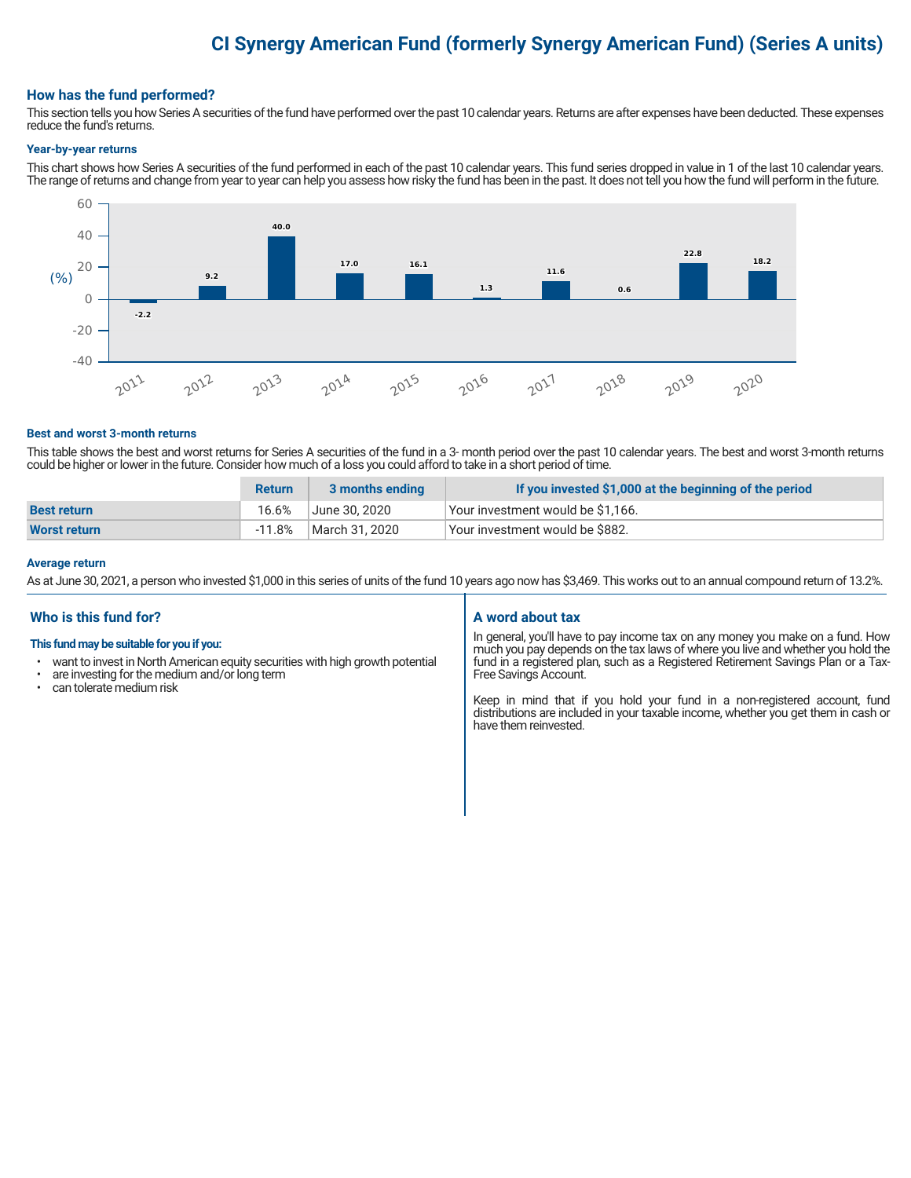# CI Synergy American Fund (formerly Synergy American Fund) (Series A units)

## How has the fund performed?

This section tells you how Series A securities of the fund have performed over the past 10 calendar years. Returns are after expenses have been deducted. These expenses reduce the fund's returns.

### Year-by-year returns

This chart shows how Series A securities of the fund performed in each of the past 10 calendar years. This fund series dropped in value in 1 of the last 10 calendar years. The range of returns and change from year to year can help you assess how risky the fund has been in the past. It does not tell you how the fund will perform in the future.

| Year | 2011 | 2012 | 2013 | 2014 | 2015 | 2016 | 2017 | 2018 | 2019 | 2020 |
|---|---|---|---|---|---|---|---|---|---|---|
| Return (%) | -2.2 | 9.2 | 40.0 | 17.0 | 16.1 | 1.3 | 11.6 | 0.6 | 22.8 | 18.2 |

### Best and worst 3-month returns

This table shows the best and worst returns for Series A securities of the fund in a 3- month period over the past 10 calendar years. The best and worst 3-month returns could be higher or lower in the future. Consider how much of a loss you could afford to take in a short period of time.

| | Return | 3 months ending | If you invested $1,000 at the beginning of the period |
|---|---|---|---|
| **Best return** | 16.6% | June 30, 2020 | Your investment would be $1,166. |
| **Worst return** | -11.8% | March 31, 2020 | Your investment would be $882. |

### Average return

As at June 30, 2021, a person who invested $1,000 in this series of units of the fund 10 years ago now has $3,469. This works out to an annual compound return of 13.2%.

## Who is this fund for?

**This fund may be suitable for you if you:**

- want to invest in North American equity securities with high growth potential
- are investing for the medium and/or long term
- can tolerate medium risk

## A word about tax

In general, you'll have to pay income tax on any money you make on a fund. How much you pay depends on the tax laws of where you live and whether you hold the fund in a registered plan, such as a Registered Retirement Savings Plan or a Tax-Free Savings Account.

Keep in mind that if you hold your fund in a non-registered account, fund distributions are included in your taxable income, whether you get them in cash or have them reinvested.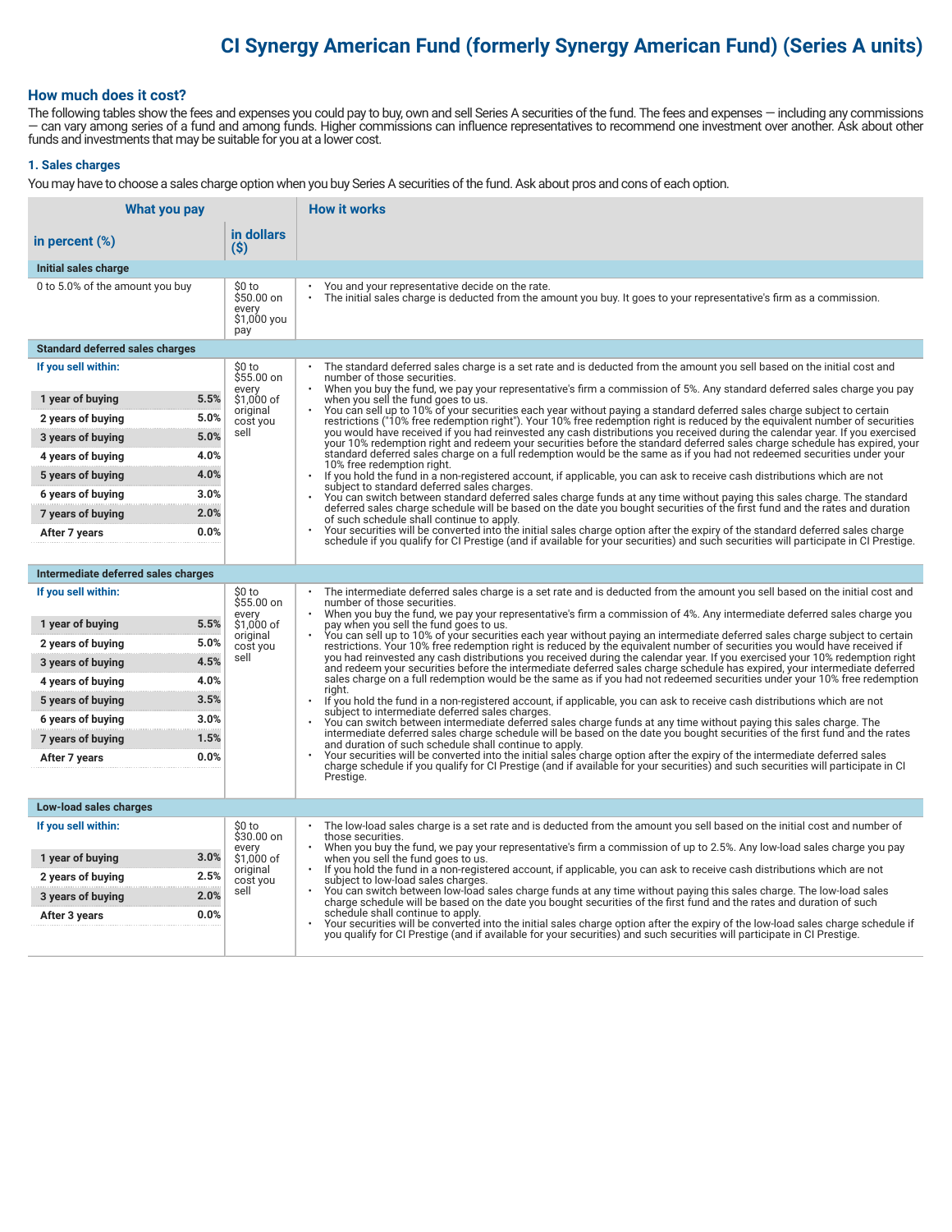# CI Synergy American Fund (formerly Synergy American Fund) (Series A units)

## How much does it cost?

The following tables show the fees and expenses you could pay to buy, own and sell Series A securities of the fund. The fees and expenses — including any commissions — can vary among series of a fund and among funds. Higher commissions can influence representatives to recommend one investment over another. Ask about other funds and investments that may be suitable for you at a lower cost.

### 1. Sales charges

You may have to choose a sales charge option when you buy Series A securities of the fund. Ask about pros and cons of each option.

| What you pay | | | How it works |
|---|---|---|---|
| **in percent (%)** | | **in dollars ($)** | |
| **Initial sales charge** | | | |
| 0 to 5.0% of the amount you buy | | $0 to $50.00 on every $1,000 you pay | • You and your representative decide on the rate.<br>• The initial sales charge is deducted from the amount you buy. It goes to your representative's firm as a commission. |
| **Standard deferred sales charges** | | | |
| **If you sell within:** | | $0 to $55.00 on every $1,000 of original cost you sell | • The standard deferred sales charge is a set rate and is deducted from the amount you sell based on the initial cost and number of those securities.<br>• When you buy the fund, we pay your representative's firm a commission of 5%. Any standard deferred sales charge you pay when you sell the fund goes to us.<br>• You can sell up to 10% of your securities each year without paying a standard deferred sales charge subject to certain restrictions ("10% free redemption right"). Your 10% free redemption right is reduced by the equivalent number of securities you would have received if you had reinvested any cash distributions you received during the calendar year. If you exercised your 10% redemption right and redeem your securities before the standard deferred sales charge schedule has expired, your standard deferred sales charge on a full redemption would be the same as if you had not redeemed securities under your 10% free redemption right.<br>• If you hold the fund in a non-registered account, if applicable, you can ask to receive cash distributions which are not subject to standard deferred sales charges.<br>• You can switch between standard deferred sales charge funds at any time without paying this sales charge. The standard deferred sales charge schedule will be based on the date you bought securities of the first fund and the rates and duration of such schedule shall continue to apply.<br>• Your securities will be converted into the initial sales charge option after the expiry of the standard deferred sales charge schedule if you qualify for CI Prestige (and if available for your securities) and such securities will participate in CI Prestige. |
| 1 year of buying | 5.5% | | |
| 2 years of buying | 5.0% | | |
| 3 years of buying | 5.0% | | |
| 4 years of buying | 4.0% | | |
| 5 years of buying | 4.0% | | |
| 6 years of buying | 3.0% | | |
| 7 years of buying | 2.0% | | |
| After 7 years | 0.0% | | |
| **Intermediate deferred sales charges** | | | |
| **If you sell within:** | | $0 to $55.00 on every $1,000 of original cost you sell | • The intermediate deferred sales charge is a set rate and is deducted from the amount you sell based on the initial cost and number of those securities.<br>• When you buy the fund, we pay your representative's firm a commission of 4%. Any intermediate deferred sales charge you pay when you sell the fund goes to us.<br>• You can sell up to 10% of your securities each year without paying an intermediate deferred sales charge subject to certain restrictions. Your 10% free redemption right is reduced by the equivalent number of securities you would have received if you had reinvested any cash distributions you received during the calendar year. If you exercised your 10% redemption right and redeem your securities before the intermediate deferred sales charge schedule has expired, your intermediate deferred sales charge on a full redemption would be the same as if you had not redeemed securities under your 10% free redemption right.<br>• If you hold the fund in a non-registered account, if applicable, you can ask to receive cash distributions which are not subject to intermediate deferred sales charges.<br>• You can switch between intermediate deferred sales charge funds at any time without paying this sales charge. The intermediate deferred sales charge schedule will be based on the date you bought securities of the first fund and the rates and duration of such schedule shall continue to apply.<br>• Your securities will be converted into the initial sales charge option after the expiry of the intermediate deferred sales charge schedule if you qualify for CI Prestige (and if available for your securities) and such securities will participate in CI Prestige. |
| 1 year of buying | 5.5% | | |
| 2 years of buying | 5.0% | | |
| 3 years of buying | 4.5% | | |
| 4 years of buying | 4.0% | | |
| 5 years of buying | 3.5% | | |
| 6 years of buying | 3.0% | | |
| 7 years of buying | 1.5% | | |
| After 7 years | 0.0% | | |
| **Low-load sales charges** | | | |
| **If you sell within:** | | $0 to $30.00 on every $1,000 of original cost you sell | • The low-load sales charge is a set rate and is deducted from the amount you sell based on the initial cost and number of those securities.<br>• When you buy the fund, we pay your representative's firm a commission of up to 2.5%. Any low-load sales charge you pay when you sell the fund goes to us.<br>• If you hold the fund in a non-registered account, if applicable, you can ask to receive cash distributions which are not subject to low-load sales charges.<br>• You can switch between low-load sales charge funds at any time without paying this sales charge. The low-load sales charge schedule will be based on the date you bought securities of the first fund and the rates and duration of such schedule shall continue to apply.<br>• Your securities will be converted into the initial sales charge option after the expiry of the low-load sales charge schedule if you qualify for CI Prestige (and if available for your securities) and such securities will participate in CI Prestige. |
| 1 year of buying | 3.0% | | |
| 2 years of buying | 2.5% | | |
| 3 years of buying | 2.0% | | |
| After 3 years | 0.0% | | |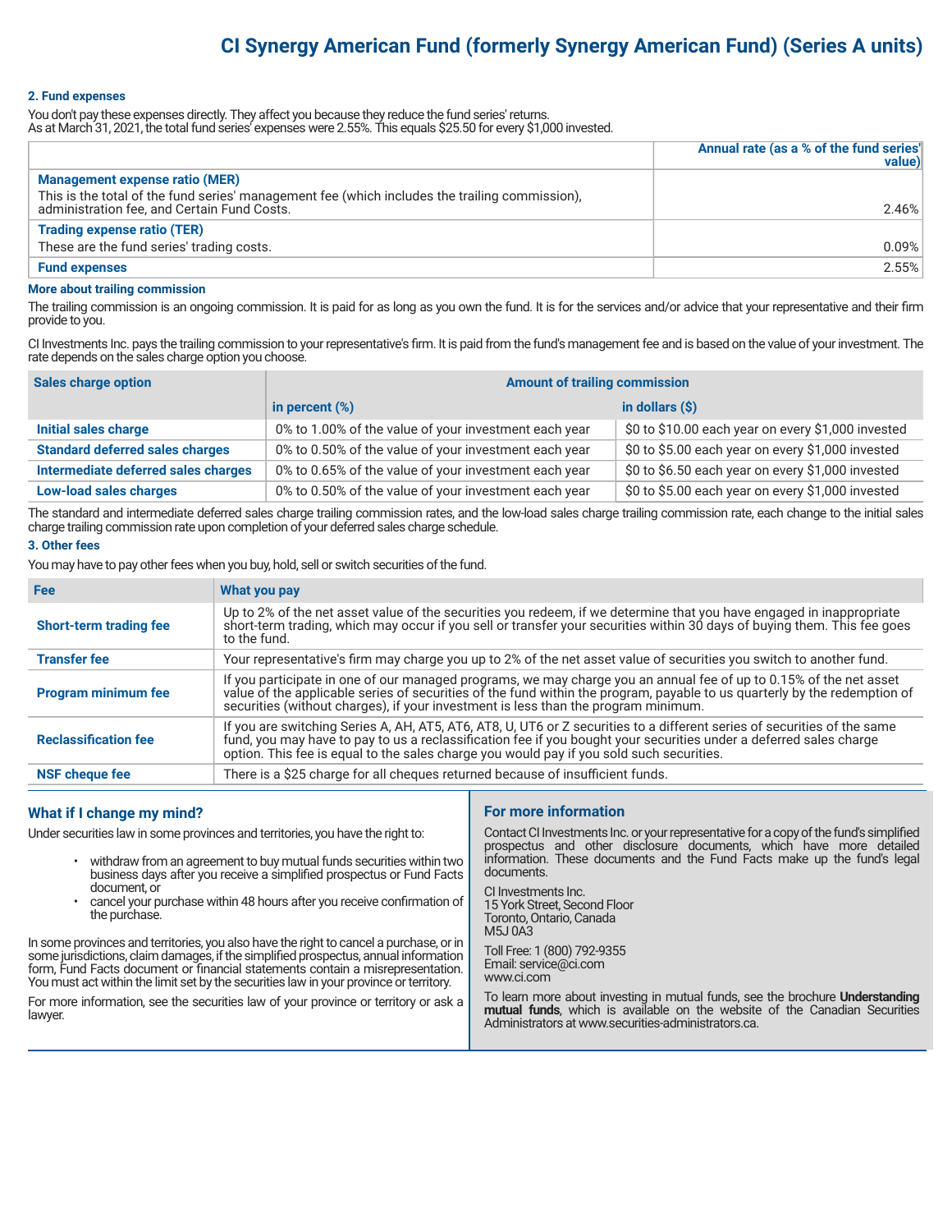# CI Synergy American Fund (formerly Synergy American Fund) (Series A units)

### 2. Fund expenses

You don't pay these expenses directly. They affect you because they reduce the fund series' returns.
As at March 31, 2021, the total fund series' expenses were 2.55%. This equals $25.50 for every $1,000 invested.

| | Annual rate (as a % of the fund series' value) |
|---|---|
| **Management expense ratio (MER)**<br>This is the total of the fund series' management fee (which includes the trailing commission), administration fee, and Certain Fund Costs. | 2.46% |
| **Trading expense ratio (TER)**<br>These are the fund series' trading costs. | 0.09% |
| **Fund expenses** | 2.55% |

#### More about trailing commission

The trailing commission is an ongoing commission. It is paid for as long as you own the fund. It is for the services and/or advice that your representative and their firm provide to you.

CI Investments Inc. pays the trailing commission to your representative's firm. It is paid from the fund's management fee and is based on the value of your investment. The rate depends on the sales charge option you choose.

| Sales charge option | Amount of trailing commission | |
|---|---|---|
| | in percent (%) | in dollars ($) |
| Initial sales charge | 0% to 1.00% of the value of your investment each year | $0 to $10.00 each year on every $1,000 invested |
| Standard deferred sales charges | 0% to 0.50% of the value of your investment each year | $0 to $5.00 each year on every $1,000 invested |
| Intermediate deferred sales charges | 0% to 0.65% of the value of your investment each year | $0 to $6.50 each year on every $1,000 invested |
| Low-load sales charges | 0% to 0.50% of the value of your investment each year | $0 to $5.00 each year on every $1,000 invested |

The standard and intermediate deferred sales charge trailing commission rates, and the low-load sales charge trailing commission rate, each change to the initial sales charge trailing commission rate upon completion of your deferred sales charge schedule.

### 3. Other fees

You may have to pay other fees when you buy, hold, sell or switch securities of the fund.

| Fee | What you pay |
|---|---|
| Short-term trading fee | Up to 2% of the net asset value of the securities you redeem, if we determine that you have engaged in inappropriate short-term trading, which may occur if you sell or transfer your securities within 30 days of buying them. This fee goes to the fund. |
| Transfer fee | Your representative's firm may charge you up to 2% of the net asset value of securities you switch to another fund. |
| Program minimum fee | If you participate in one of our managed programs, we may charge you an annual fee of up to 0.15% of the net asset value of the applicable series of securities of the fund within the program, payable to us quarterly by the redemption of securities (without charges), if your investment is less than the program minimum. |
| Reclassification fee | If you are switching Series A, AH, AT5, AT6, AT8, U, UT6 or Z securities to a different series of securities of the same fund, you may have to pay to us a reclassification fee if you bought your securities under a deferred sales charge option. This fee is equal to the sales charge you would pay if you sold such securities. |
| NSF cheque fee | There is a $25 charge for all cheques returned because of insufficient funds. |

## What if I change my mind?

Under securities law in some provinces and territories, you have the right to:

- withdraw from an agreement to buy mutual funds securities within two business days after you receive a simplified prospectus or Fund Facts document, or
- cancel your purchase within 48 hours after you receive confirmation of the purchase.

In some provinces and territories, you also have the right to cancel a purchase, or in some jurisdictions, claim damages, if the simplified prospectus, annual information form, Fund Facts document or financial statements contain a misrepresentation. You must act within the limit set by the securities law in your province or territory.

For more information, see the securities law of your province or territory or ask a lawyer.

## For more information

Contact CI Investments Inc. or your representative for a copy of the fund's simplified prospectus and other disclosure documents, which have more detailed information. These documents and the Fund Facts make up the fund's legal documents.

CI Investments Inc.
15 York Street, Second Floor
Toronto, Ontario, Canada
M5J 0A3

Toll Free: 1 (800) 792-9355
Email: service@ci.com
www.ci.com

To learn more about investing in mutual funds, see the brochure **Understanding mutual funds**, which is available on the website of the Canadian Securities Administrators at www.securities-administrators.ca.